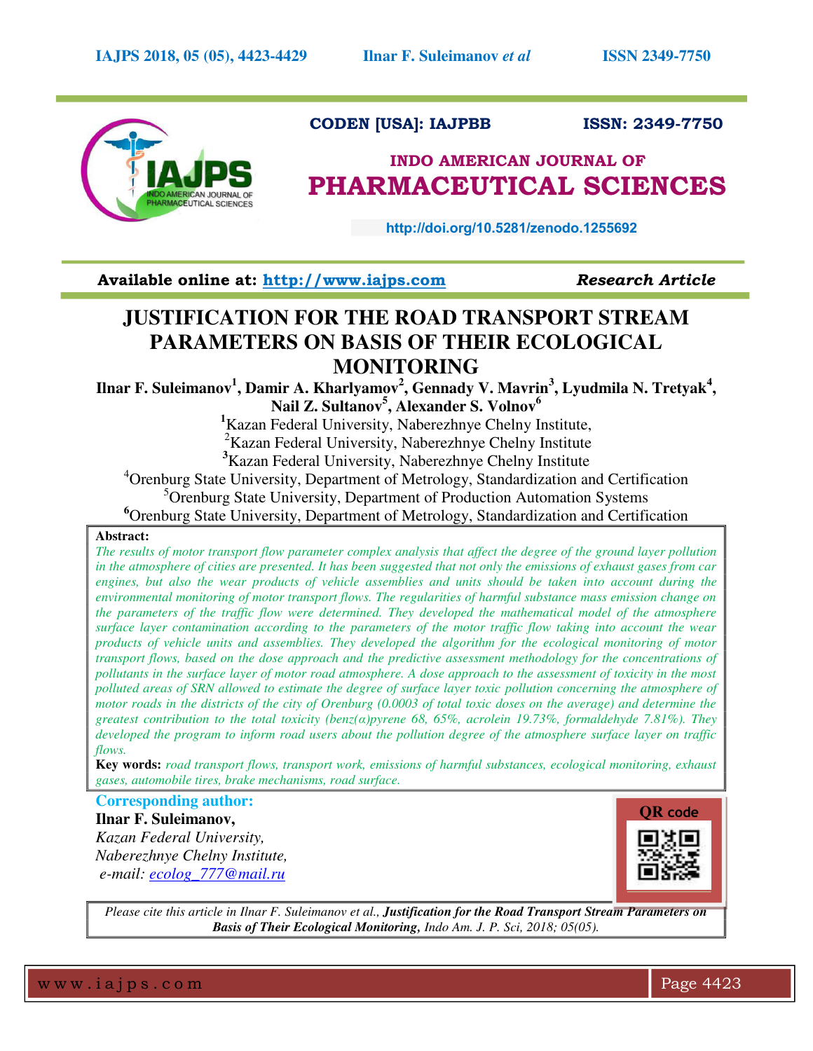CODEN [USA]: IAJPBB ISSN: 2349-7750

# INDO AMERICAN JOURNAL OF PHARMACEUTICAL SCIENCES

http://doi.org/10.5281/zenodo.1255692

**Available online at: http://www.iajps.com** *Research Article*

# JUSTIFICATION FOR THE ROAD TRANSPORT STREAM PARAMETERS ON BASIS OF THEIR ECOLOGICAL MONITORING

**Ilnar F. Suleimanov[1], Damir A. Kharlyamov[2], Gennady V. Mavrin[3], Lyudmila N. Tretyak[4], Nail Z. Sultanov[5], Alexander S. Volnov[6]**

[1]Kazan Federal University, Naberezhnye Chelny Institute,
[2]Kazan Federal University, Naberezhnye Chelny Institute
[3]Kazan Federal University, Naberezhnye Chelny Institute
[4]Orenburg State University, Department of Metrology, Standardization and Certification
[5]Orenburg State University, Department of Production Automation Systems
[6]Orenburg State University, Department of Metrology, Standardization and Certification

**Abstract:**

*The results of motor transport flow parameter complex analysis that affect the degree of the ground layer pollution in the atmosphere of cities are presented. It has been suggested that not only the emissions of exhaust gases from car engines, but also the wear products of vehicle assemblies and units should be taken into account during the environmental monitoring of motor transport flows. The regularities of harmful substance mass emission change on the parameters of the traffic flow were determined. They developed the mathematical model of the atmosphere surface layer contamination according to the parameters of the motor traffic flow taking into account the wear products of vehicle units and assemblies. They developed the algorithm for the ecological monitoring of motor transport flows, based on the dose approach and the predictive assessment methodology for the concentrations of pollutants in the surface layer of motor road atmosphere. A dose approach to the assessment of toxicity in the most polluted areas of SRN allowed to estimate the degree of surface layer toxic pollution concerning the atmosphere of motor roads in the districts of the city of Orenburg (0.0003 of total toxic doses on the average) and determine the greatest contribution to the total toxicity (benz(α)pyrene 68, 65%, acrolein 19.73%, formaldehyde 7.81%). They developed the program to inform road users about the pollution degree of the atmosphere surface layer on traffic flows.*

**Key words:** *road transport flows, transport work, emissions of harmful substances, ecological monitoring, exhaust gases, automobile tires, brake mechanisms, road surface.*

**Corresponding author:**

**Ilnar F. Suleimanov,**
*Kazan Federal University,*
*Naberezhnye Chelny Institute,*
*e-mail: ecolog_777@mail.ru*

QR code

*Please cite this article in Ilnar F. Suleimanov et al., **Justification for the Road Transport Stream Parameters on Basis of Their Ecological Monitoring,** Indo Am. J. P. Sci, 2018; 05(05).*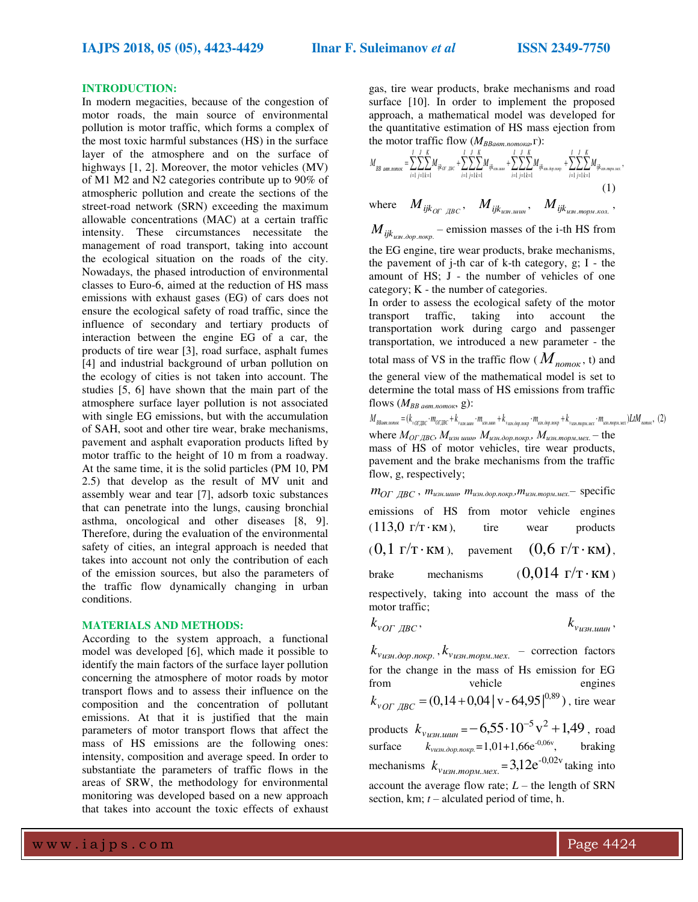## INTRODUCTION:

In modern megacities, because of the congestion of motor roads, the main source of environmental pollution is motor traffic, which forms a complex of the most toxic harmful substances (HS) in the surface layer of the atmosphere and on the surface of highways [1, 2]. Moreover, the motor vehicles (MV) of M1 M2 and N2 categories contribute up to 90% of atmospheric pollution and create the sections of the street-road network (SRN) exceeding the maximum allowable concentrations (MAC) at a certain traffic intensity. These circumstances necessitate the management of road transport, taking into account the ecological situation on the roads of the city. Nowadays, the phased introduction of environmental classes to Euro-6, aimed at the reduction of HS mass emissions with exhaust gases (EG) of cars does not ensure the ecological safety of road traffic, since the influence of secondary and tertiary products of interaction between the engine EG of a car, the products of tire wear [3], road surface, asphalt fumes [4] and industrial background of urban pollution on the ecology of cities is not taken into account. The studies [5, 6] have shown that the main part of the atmosphere surface layer pollution is not associated with single EG emissions, but with the accumulation of SAH, soot and other tire wear, brake mechanisms, pavement and asphalt evaporation products lifted by motor traffic to the height of 10 m from a roadway. At the same time, it is the solid particles (PM 10, PM 2.5) that develop as the result of MV unit and assembly wear and tear [7], adsorb toxic substances that can penetrate into the lungs, causing bronchial asthma, oncological and other diseases [8, 9]. Therefore, during the evaluation of the environmental safety of cities, an integral approach is needed that takes into account not only the contribution of each of the emission sources, but also the parameters of the traffic flow dynamically changing in urban conditions.

## MATERIALS AND METHODS:

According to the system approach, a functional model was developed [6], which made it possible to identify the main factors of the surface layer pollution concerning the atmosphere of motor roads by motor transport flows and to assess their influence on the composition and the concentration of pollutant emissions. At that it is justified that the main parameters of motor transport flows that affect the mass of HS emissions are the following ones: intensity, composition and average speed. In order to substantiate the parameters of traffic flows in the areas of SRW, the methodology for environmental monitoring was developed based on a new approach that takes into account the toxic effects of exhaust gas, tire wear products, brake mechanisms and road surface [10]. In order to implement the proposed approach, a mathematical model was developed for the quantitative estimation of HS mass ejection from the motor traffic flow ($M_{BBавт.потока}$,г):

$$M_{BB\ авт.поток} = \sum_{i=1}^{I}\sum_{j=1}^{J}\sum_{k=1}^{K} M_{ijk_{ОГ\ ДВС}} + \sum_{i=1}^{I}\sum_{j=1}^{J}\sum_{k=1}^{K} M_{ijk_{изн.шин}} + \sum_{i=1}^{I}\sum_{j=1}^{J}\sum_{k=1}^{K} M_{ijk_{изн.дор.покр.}} + \sum_{i=1}^{I}\sum_{j=1}^{J}\sum_{k=1}^{K} M_{ijk_{изн.торм.мех.}}, \quad (1)$$

where $M_{ijk_{ОГ\ ДВС}}$, $M_{ijk_{изн.шин}}$, $M_{ijk_{изн.торм.кол.}}$, $M_{ijk_{изн.дор.покр.}}$ – emission masses of the i-th HS from the EG engine, tire wear products, brake mechanisms, the pavement of j-th car of k-th category, g; I - the amount of HS; J - the number of vehicles of one category; K - the number of categories.

In order to assess the ecological safety of the motor transport traffic, taking into account the transportation work during cargo and passenger transportation, we introduced a new parameter - the total mass of VS in the traffic flow ($M_{поток}$, t) and the general view of the mathematical model is set to determine the total mass of HS emissions from traffic flows ($M_{BB\ авт.поток}$, g):

$$M_{BBавт.поток} = (k_{v_{ОГДВС}} \cdot m_{ОГДВС} + k_{v_{изн.шин}} \cdot m_{изн.шин} + k_{v_{изн.дор.покр}} \cdot m_{изн.дор.покр} + k_{v_{изн.торм.мех}} \cdot m_{изн.торм.мех}) L t M_{поток}, \quad (2)$$

where $M_{ОГ\ ДВС}$, $M_{изн\ шин}$, $M_{изн.дор.покр.}$, $M_{изн.торм.мех.}$ – the mass of HS of motor vehicles, tire wear products, pavement and the brake mechanisms from the traffic flow, g, respectively;

$m_{ОГ\ ДВС}$, $m_{изн.шин}$, $m_{изн.дор.покр.}$, $m_{изн.торм.мех.}$ – specific emissions of HS from motor vehicle engines ($113{,}0$ г/т·км), tire wear products ($0{,}1$ г/т·км), pavement ($0{,}6$ г/т·км), brake mechanisms ($0{,}014$ г/т·км) respectively, taking into account the mass of the motor traffic;

$k_{vОГ\ ДВС}$, $k_{v_{изн.шин}}$, $k_{v_{изн.дор.покр.}}$, $k_{v_{изн.торм.мех.}}$ – correction factors for the change in the mass of Hs emission for EG from vehicle engines $k_{vОГ\ ДВС} = (0{,}14 + 0{,}04\,|\,v - 64{,}95\,|^{0{,}89})$, tire wear products $k_{v_{изн.шин}} = -6{,}55 \cdot 10^{-5}\,v^2 + 1{,}49$, road surface $k_{v_{изн.дор.покр.}} = 1{,}01 + 1{,}66e^{-0{,}06v}$, braking mechanisms $k_{v_{изн.торм.мех.}} = 3{,}12e^{-0{,}02v}$ taking into account the average flow rate; $L$ – the length of SRN section, km; $t$ – alculated period of time, h.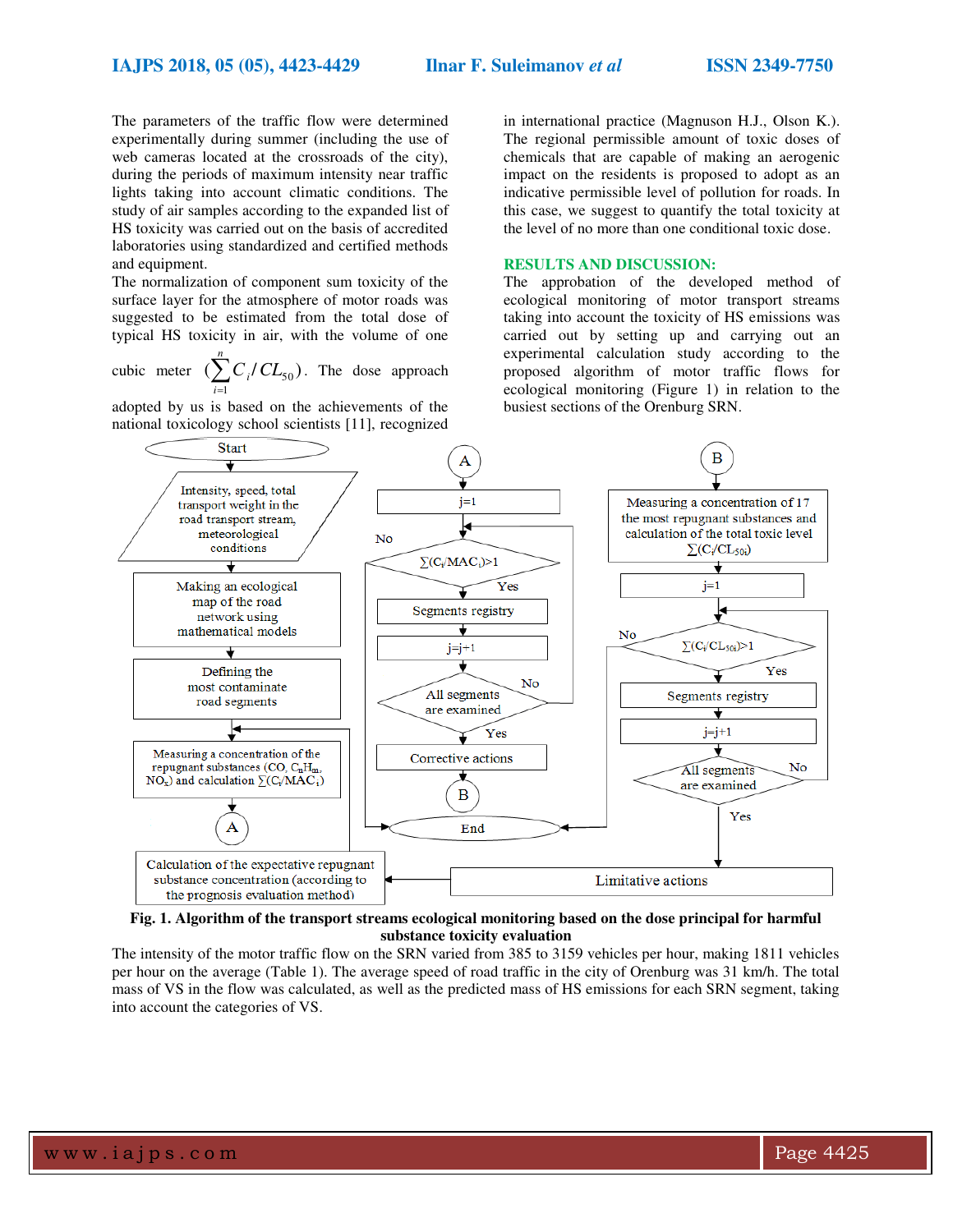The parameters of the traffic flow were determined experimentally during summer (including the use of web cameras located at the crossroads of the city), during the periods of maximum intensity near traffic lights taking into account climatic conditions. The study of air samples according to the expanded list of HS toxicity was carried out on the basis of accredited laboratories using standardized and certified methods and equipment.

The normalization of component sum toxicity of the surface layer for the atmosphere of motor roads was suggested to be estimated from the total dose of typical HS toxicity in air, with the volume of one cubic meter $(\sum_{i=1}^{n} C_i / CL_{50})$. The dose approach adopted by us is based on the achievements of the national toxicology school scientists [11], recognized in international practice (Magnuson H.J., Olson K.). The regional permissible amount of toxic doses of chemicals that are capable of making an aerogenic impact on the residents is proposed to adopt as an indicative permissible level of pollution for roads. In this case, we suggest to quantify the total toxicity at the level of no more than one conditional toxic dose.

## RESULTS AND DISCUSSION:

The approbation of the developed method of ecological monitoring of motor transport streams taking into account the toxicity of HS emissions was carried out by setting up and carrying out an experimental calculation study according to the proposed algorithm of motor traffic flows for ecological monitoring (Figure 1) in relation to the busiest sections of the Orenburg SRN.

Fig. 1. Algorithm of the transport streams ecological monitoring based on the dose principal for harmful substance toxicity evaluation

The intensity of the motor traffic flow on the SRN varied from 385 to 3159 vehicles per hour, making 1811 vehicles per hour on the average (Table 1). The average speed of road traffic in the city of Orenburg was 31 km/h. The total mass of VS in the flow was calculated, as well as the predicted mass of HS emissions for each SRN segment, taking into account the categories of VS.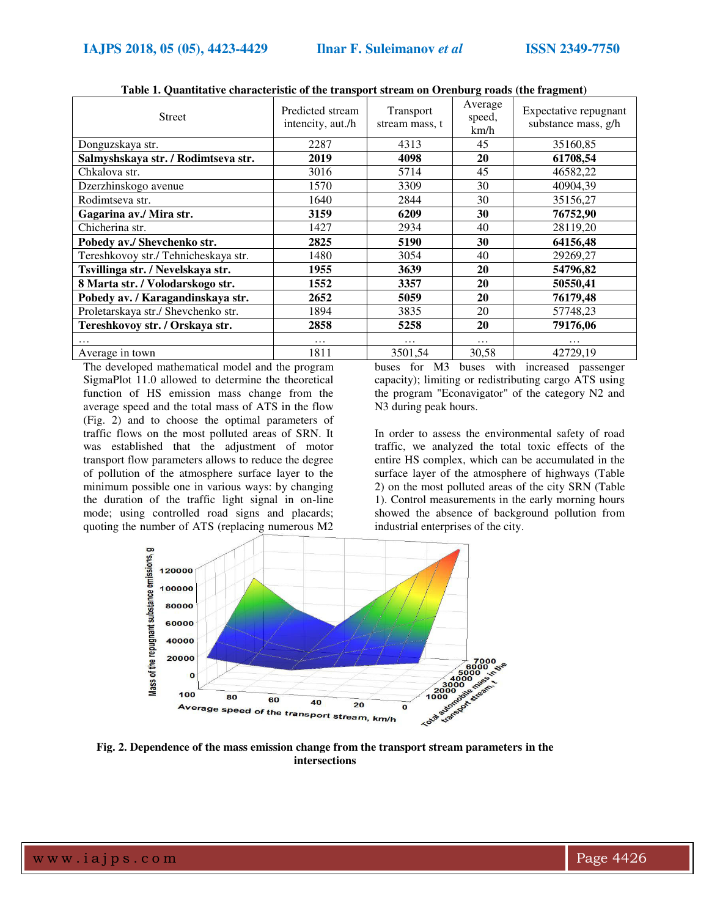**Table 1. Quantitative characteristic of the transport stream on Orenburg roads (the fragment)**

| Street | Predicted stream intencity, aut./h | Transport stream mass, t | Average speed, km/h | Expectative repugnant substance mass, g/h |
|---|---|---|---|---|
| Donguzskaya str. | 2287 | 4313 | 45 | 35160,85 |
| **Salmyshskaya str. / Rodimtseva str.** | **2019** | **4098** | **20** | **61708,54** |
| Chkalova str. | 3016 | 5714 | 45 | 46582,22 |
| Dzerzhinskogo avenue | 1570 | 3309 | 30 | 40904,39 |
| Rodimtseva str. | 1640 | 2844 | 30 | 35156,27 |
| **Gagarina av./ Mira str.** | **3159** | **6209** | **30** | **76752,90** |
| Chicherina str. | 1427 | 2934 | 40 | 28119,20 |
| **Pobedy av./ Shevchenko str.** | **2825** | **5190** | **30** | **64156,48** |
| Tereshkovoy str./ Tehnicheskaya str. | 1480 | 3054 | 40 | 29269,27 |
| **Tsvillinga str. / Nevelskaya str.** | **1955** | **3639** | **20** | **54796,82** |
| **8 Marta str. / Volodarskogo str.** | **1552** | **3357** | **20** | **50550,41** |
| **Pobedy av. / Karagandinskaya str.** | **2652** | **5059** | **20** | **76179,48** |
| Proletarskaya str./ Shevchenko str. | 1894 | 3835 | 20 | 57748,23 |
| **Tereshkovoy str. / Orskaya str.** | **2858** | **5258** | **20** | **79176,06** |
| … | … | … | … | … |
| Average in town | 1811 | 3501,54 | 30,58 | 42729,19 |

The developed mathematical model and the program SigmaPlot 11.0 allowed to determine the theoretical function of HS emission mass change from the average speed and the total mass of ATS in the flow (Fig. 2) and to choose the optimal parameters of traffic flows on the most polluted areas of SRN. It was established that the adjustment of motor transport flow parameters allows to reduce the degree of pollution of the atmosphere surface layer to the minimum possible one in various ways: by changing the duration of the traffic light signal in on-line mode; using controlled road signs and placards; quoting the number of ATS (replacing numerous M2 buses for M3 buses with increased passenger capacity); limiting or redistributing cargo ATS using the program "Econavigator" of the category N2 and N3 during peak hours.

In order to assess the environmental safety of road traffic, we analyzed the total toxic effects of the entire HS complex, which can be accumulated in the surface layer of the atmosphere of highways (Table 2) on the most polluted areas of the city SRN (Table 1). Control measurements in the early morning hours showed the absence of background pollution from industrial enterprises of the city.

**Fig. 2. Dependence of the mass emission change from the transport stream parameters in the intersections**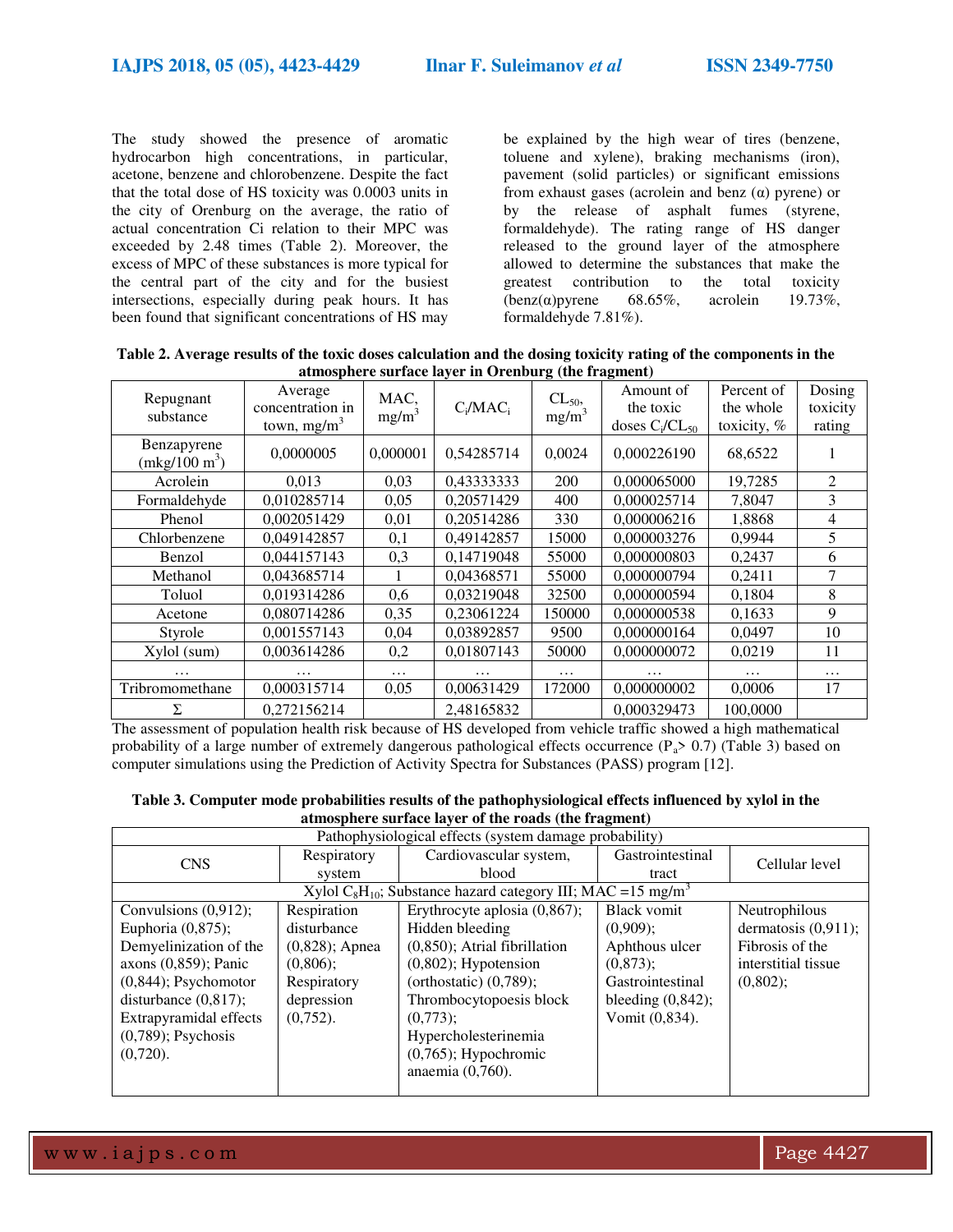The study showed the presence of aromatic hydrocarbon high concentrations, in particular, acetone, benzene and chlorobenzene. Despite the fact that the total dose of HS toxicity was 0.0003 units in the city of Orenburg on the average, the ratio of actual concentration Ci relation to their MPC was exceeded by 2.48 times (Table 2). Moreover, the excess of MPC of these substances is more typical for the central part of the city and for the busiest intersections, especially during peak hours. It has been found that significant concentrations of HS may be explained by the high wear of tires (benzene, toluene and xylene), braking mechanisms (iron), pavement (solid particles) or significant emissions from exhaust gases (acrolein and benz (α) pyrene) or by the release of asphalt fumes (styrene, formaldehyde). The rating range of HS danger released to the ground layer of the atmosphere allowed to determine the substances that make the greatest contribution to the total toxicity (benz(α)pyrene 68.65%, acrolein 19.73%, formaldehyde 7.81%).

**Table 2. Average results of the toxic doses calculation and the dosing toxicity rating of the components in the atmosphere surface layer in Orenburg (the fragment)**

| Repugnant substance | Average concentration in town, $mg/m^3$ | MAC, $mg/m^3$ | $C_i/MAC_i$ | $CL_{50}$, $mg/m^3$ | Amount of the toxic doses $C_i/CL_{50}$ | Percent of the whole toxicity, % | Dosing toxicity rating |
|---|---|---|---|---|---|---|---|
| Benzapyrene ($mkg/100\ m^3$) | 0,0000005 | 0,000001 | 0,54285714 | 0,0024 | 0,000226190 | 68,6522 | 1 |
| Acrolein | 0,013 | 0,03 | 0,43333333 | 200 | 0,000065000 | 19,7285 | 2 |
| Formaldehyde | 0,010285714 | 0,05 | 0,20571429 | 400 | 0,000025714 | 7,8047 | 3 |
| Phenol | 0,002051429 | 0,01 | 0,20514286 | 330 | 0,000006216 | 1,8868 | 4 |
| Chlorbenzene | 0,049142857 | 0,1 | 0,49142857 | 15000 | 0,000003276 | 0,9944 | 5 |
| Benzol | 0,044157143 | 0,3 | 0,14719048 | 55000 | 0,000000803 | 0,2437 | 6 |
| Methanol | 0,043685714 | 1 | 0,04368571 | 55000 | 0,000000794 | 0,2411 | 7 |
| Toluol | 0,019314286 | 0,6 | 0,03219048 | 32500 | 0,000000594 | 0,1804 | 8 |
| Acetone | 0,080714286 | 0,35 | 0,23061224 | 150000 | 0,000000538 | 0,1633 | 9 |
| Styrole | 0,001557143 | 0,04 | 0,03892857 | 9500 | 0,000000164 | 0,0497 | 10 |
| Xylol (sum) | 0,003614286 | 0,2 | 0,01807143 | 50000 | 0,000000072 | 0,0219 | 11 |
| … | … | … | … | … | … | … | … |
| Tribromomethane | 0,000315714 | 0,05 | 0,00631429 | 172000 | 0,000000002 | 0,0006 | 17 |
| Σ | 0,272156214 | | 2,48165832 | | 0,000329473 | 100,0000 | |

The assessment of population health risk because of HS developed from vehicle traffic showed a high mathematical probability of a large number of extremely dangerous pathological effects occurrence ($P_a > 0.7$) (Table 3) based on computer simulations using the Prediction of Activity Spectra for Substances (PASS) program [12].

**Table 3. Computer mode probabilities results of the pathophysiological effects influenced by xylol in the atmosphere surface layer of the roads (the fragment)**

| Pathophysiological effects (system damage probability) | | | | |
|---|---|---|---|---|
| CNS | Respiratory system | Cardiovascular system, blood | Gastrointestinal tract | Cellular level |
| Xylol $C_8H_{10}$; Substance hazard category III; MAC =15 $mg/m^3$ | | | | |
| Convulsions (0,912); Euphoria (0,875); Demyelinization of the axons (0,859); Panic (0,844); Psychomotor disturbance (0,817); Extrapyramidal effects (0,789); Psychosis (0,720). | Respiration disturbance (0,828); Apnea (0,806); Respiratory depression (0,752). | Erythrocyte aplosia (0,867); Hidden bleeding (0,850); Atrial fibrillation (0,802); Hypotension (orthostatic) (0,789); Thrombocytopoesis block (0,773); Hypercholesterinemia (0,765); Hypochromic anaemia (0,760). | Black vomit (0,909); Aphthous ulcer (0,873); Gastrointestinal bleeding (0,842); Vomit (0,834). | Neutrophilous dermatosis (0,911); Fibrosis of the interstitial tissue (0,802); |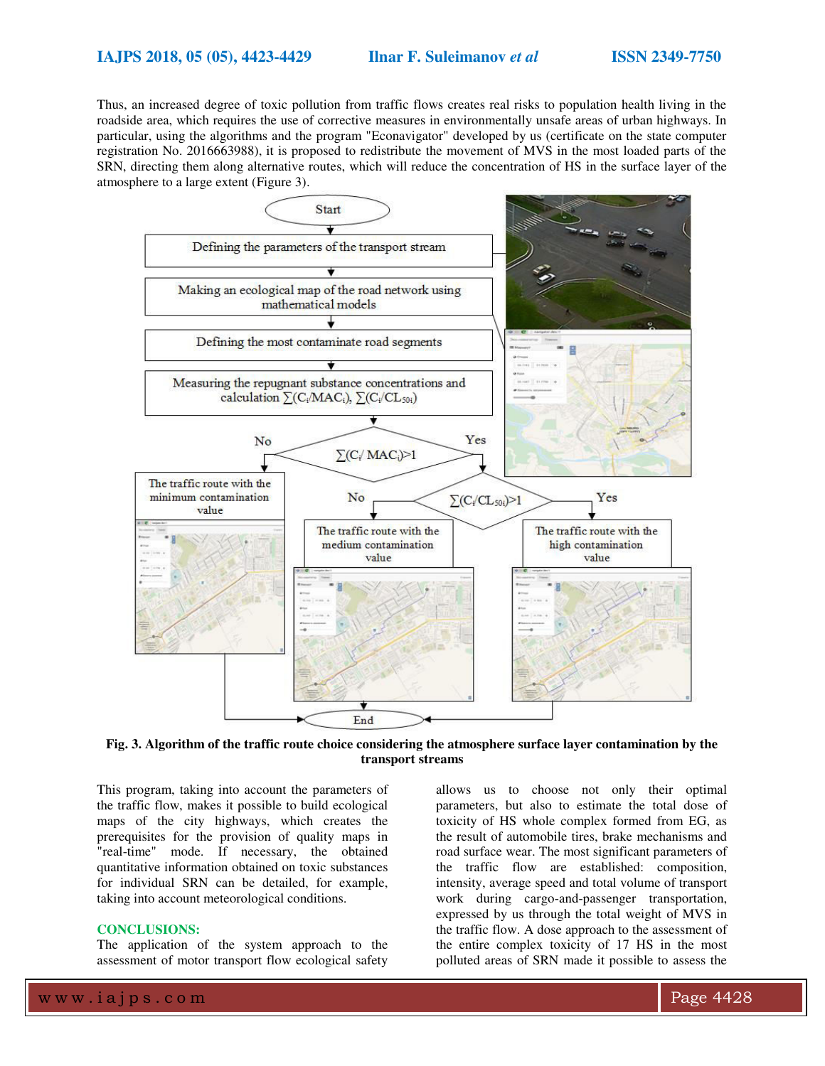Thus, an increased degree of toxic pollution from traffic flows creates real risks to population health living in the roadside area, which requires the use of corrective measures in environmentally unsafe areas of urban highways. In particular, using the algorithms and the program "Econavigator" developed by us (certificate on the state computer registration No. 2016663988), it is proposed to redistribute the movement of MVS in the most loaded parts of the SRN, directing them along alternative routes, which will reduce the concentration of HS in the surface layer of the atmosphere to a large extent (Figure 3).

**Fig. 3. Algorithm of the traffic route choice considering the atmosphere surface layer contamination by the transport streams**

This program, taking into account the parameters of the traffic flow, makes it possible to build ecological maps of the city highways, which creates the prerequisites for the provision of quality maps in "real-time" mode. If necessary, the obtained quantitative information obtained on toxic substances for individual SRN can be detailed, for example, taking into account meteorological conditions.

## CONCLUSIONS:

The application of the system approach to the assessment of motor transport flow ecological safety allows us to choose not only their optimal parameters, but also to estimate the total dose of toxicity of HS whole complex formed from EG, as the result of automobile tires, brake mechanisms and road surface wear. The most significant parameters of the traffic flow are established: composition, intensity, average speed and total volume of transport work during cargo-and-passenger transportation, expressed by us through the total weight of MVS in the traffic flow. A dose approach to the assessment of the entire complex toxicity of 17 HS in the most polluted areas of SRN made it possible to assess the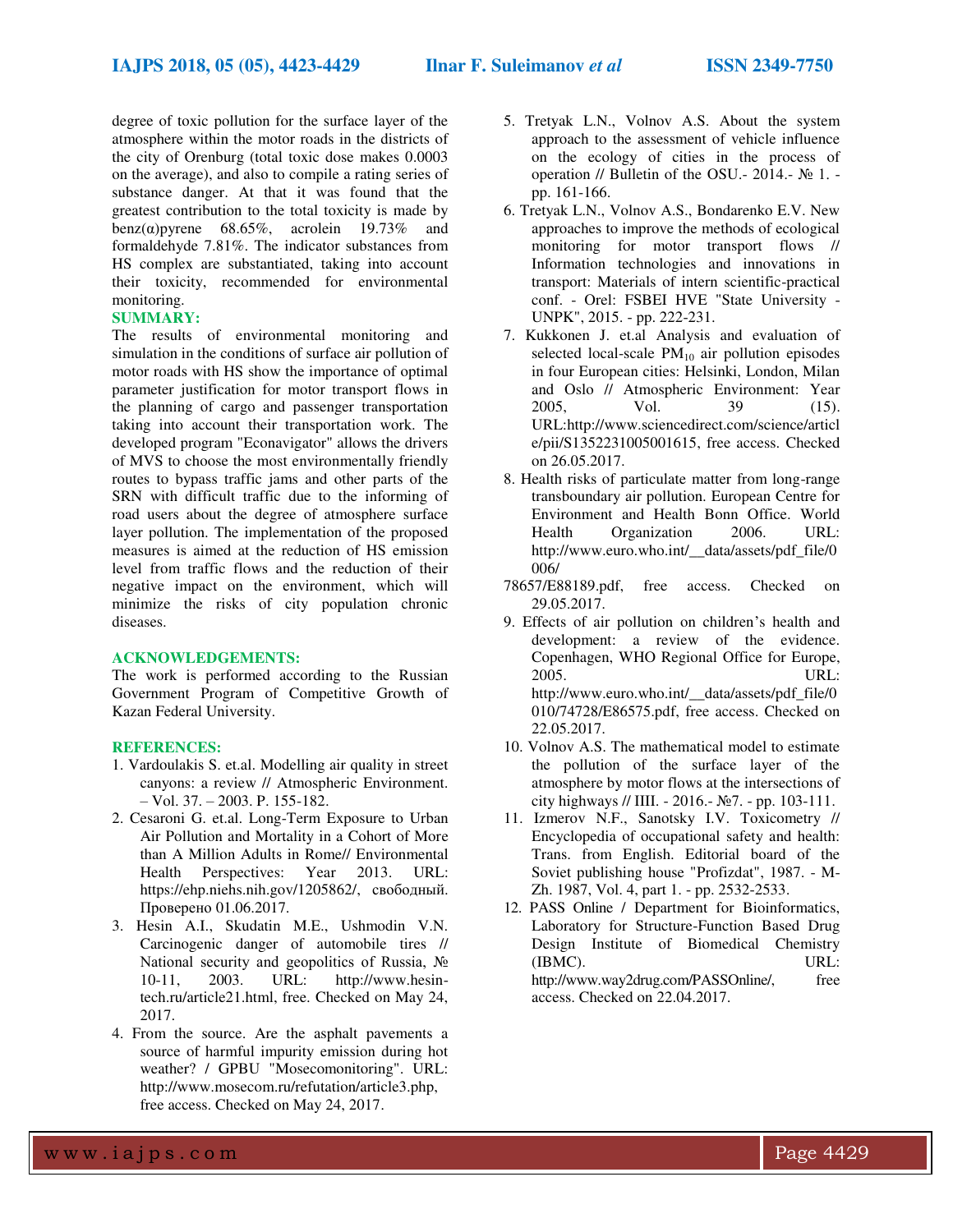degree of toxic pollution for the surface layer of the atmosphere within the motor roads in the districts of the city of Orenburg (total toxic dose makes 0.0003 on the average), and also to compile a rating series of substance danger. At that it was found that the greatest contribution to the total toxicity is made by benz(α)pyrene 68.65%, acrolein 19.73% and formaldehyde 7.81%. The indicator substances from HS complex are substantiated, taking into account their toxicity, recommended for environmental monitoring.

## SUMMARY:

The results of environmental monitoring and simulation in the conditions of surface air pollution of motor roads with HS show the importance of optimal parameter justification for motor transport flows in the planning of cargo and passenger transportation taking into account their transportation work. The developed program "Econavigator" allows the drivers of MVS to choose the most environmentally friendly routes to bypass traffic jams and other parts of the SRN with difficult traffic due to the informing of road users about the degree of atmosphere surface layer pollution. The implementation of the proposed measures is aimed at the reduction of HS emission level from traffic flows and the reduction of their negative impact on the environment, which will minimize the risks of city population chronic diseases.

## ACKNOWLEDGEMENTS:

The work is performed according to the Russian Government Program of Competitive Growth of Kazan Federal University.

## REFERENCES:

1. Vardoulakis S. et.al. Modelling air quality in street canyons: a review // Atmospheric Environment. – Vol. 37. – 2003. P. 155-182.
2. Cesaroni G. et.al. Long-Term Exposure to Urban Air Pollution and Mortality in a Cohort of More than A Million Adults in Rome// Environmental Health Perspectives: Year 2013. URL: https://ehp.niehs.nih.gov/1205862/, свободный. Проверено 01.06.2017.
3. Hesin A.I., Skudatin M.E., Ushmodin V.N. Carcinogenic danger of automobile tires // National security and geopolitics of Russia, № 10-11, 2003. URL: http://www.hesin-tech.ru/article21.html, free. Checked on May 24, 2017.
4. From the source. Are the asphalt pavements a source of harmful impurity emission during hot weather? / GPBU "Mosecomonitoring". URL: http://www.mosecom.ru/refutation/article3.php, free access. Checked on May 24, 2017.
5. Tretyak L.N., Volnov A.S. About the system approach to the assessment of vehicle influence on the ecology of cities in the process of operation // Bulletin of the OSU.- 2014.- № 1. - pp. 161-166.
6. Tretyak L.N., Volnov A.S., Bondarenko E.V. New approaches to improve the methods of ecological monitoring for motor transport flows // Information technologies and innovations in transport: Materials of intern scientific-practical conf. - Orel: FSBEI HVE "State University - UNPK", 2015. - pp. 222-231.
7. Kukkonen J. et.al Analysis and evaluation of selected local-scale $PM_{10}$ air pollution episodes in four European cities: Helsinki, London, Milan and Oslo // Atmospheric Environment: Year 2005, Vol. 39 (15). URL:http://www.sciencedirect.com/science/article/pii/S1352231005001615, free access. Checked on 26.05.2017.
8. Health risks of particulate matter from long-range transboundary air pollution. European Centre for Environment and Health Bonn Office. World Health Organization 2006. URL: http://www.euro.who.int/__data/assets/pdf_file/0006/78657/E88189.pdf, free access. Checked on 29.05.2017.
9. Effects of air pollution on children's health and development: a review of the evidence. Copenhagen, WHO Regional Office for Europe, 2005. URL: http://www.euro.who.int/__data/assets/pdf_file/0010/74728/E86575.pdf, free access. Checked on 22.05.2017.
10. Volnov A.S. The mathematical model to estimate the pollution of the surface layer of the atmosphere by motor flows at the intersections of city highways // IIII. - 2016.- №7. - pp. 103-111.
11. Izmerov N.F., Sanotsky I.V. Toxicometry // Encyclopedia of occupational safety and health: Trans. from English. Editorial board of the Soviet publishing house "Profizdat", 1987. - M-Zh. 1987, Vol. 4, part 1. - pp. 2532-2533.
12. PASS Online / Department for Bioinformatics, Laboratory for Structure-Function Based Drug Design Institute of Biomedical Chemistry (IBMC). URL: http://www.way2drug.com/PASSOnline/, free access. Checked on 22.04.2017.